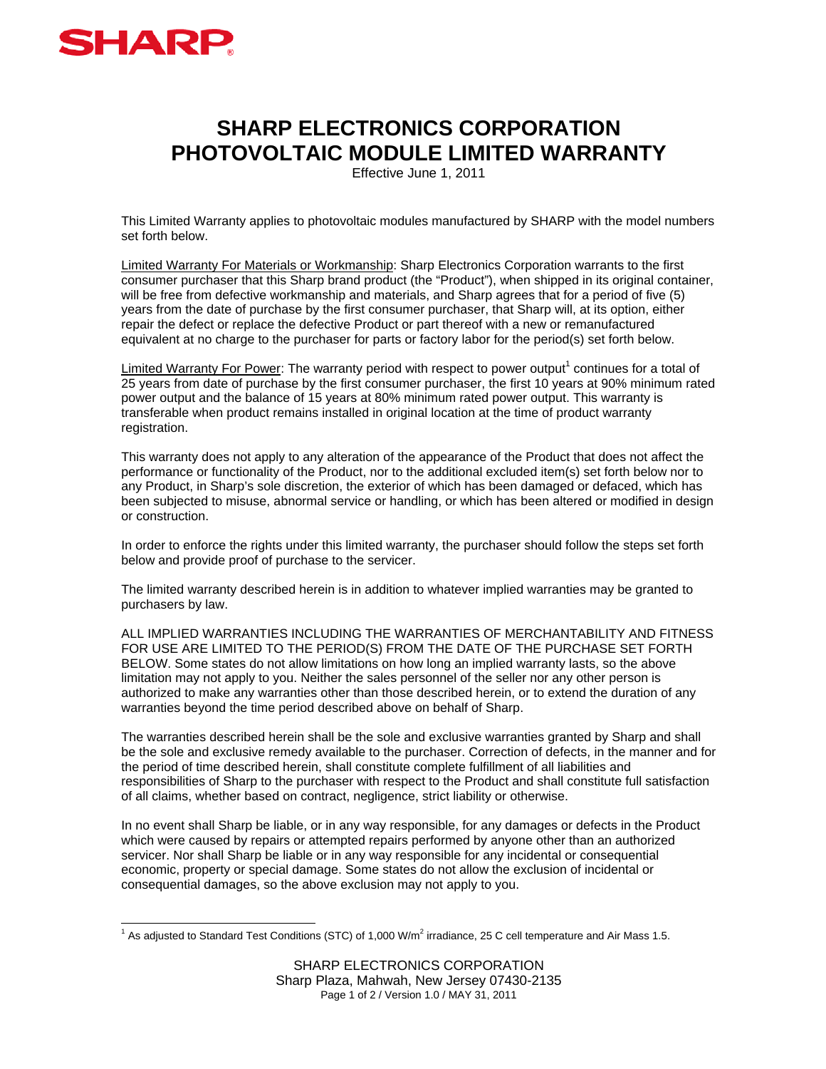SHARP

# SHARP ELECTRONICS CORPORATION
# PHOTOVOLTAIC MODULE LIMITED WARRANTY

Effective June 1, 2011

This Limited Warranty applies to photovoltaic modules manufactured by SHARP with the model numbers set forth below.

Limited Warranty For Materials or Workmanship: Sharp Electronics Corporation warrants to the first consumer purchaser that this Sharp brand product (the "Product"), when shipped in its original container, will be free from defective workmanship and materials, and Sharp agrees that for a period of five (5) years from the date of purchase by the first consumer purchaser, that Sharp will, at its option, either repair the defect or replace the defective Product or part thereof with a new or remanufactured equivalent at no charge to the purchaser for parts or factory labor for the period(s) set forth below.

Limited Warranty For Power: The warranty period with respect to power output[1] continues for a total of 25 years from date of purchase by the first consumer purchaser, the first 10 years at 90% minimum rated power output and the balance of 15 years at 80% minimum rated power output. This warranty is transferable when product remains installed in original location at the time of product warranty registration.

This warranty does not apply to any alteration of the appearance of the Product that does not affect the performance or functionality of the Product, nor to the additional excluded item(s) set forth below nor to any Product, in Sharp's sole discretion, the exterior of which has been damaged or defaced, which has been subjected to misuse, abnormal service or handling, or which has been altered or modified in design or construction.

In order to enforce the rights under this limited warranty, the purchaser should follow the steps set forth below and provide proof of purchase to the servicer.

The limited warranty described herein is in addition to whatever implied warranties may be granted to purchasers by law.

ALL IMPLIED WARRANTIES INCLUDING THE WARRANTIES OF MERCHANTABILITY AND FITNESS FOR USE ARE LIMITED TO THE PERIOD(S) FROM THE DATE OF THE PURCHASE SET FORTH BELOW. Some states do not allow limitations on how long an implied warranty lasts, so the above limitation may not apply to you. Neither the sales personnel of the seller nor any other person is authorized to make any warranties other than those described herein, or to extend the duration of any warranties beyond the time period described above on behalf of Sharp.

The warranties described herein shall be the sole and exclusive warranties granted by Sharp and shall be the sole and exclusive remedy available to the purchaser. Correction of defects, in the manner and for the period of time described herein, shall constitute complete fulfillment of all liabilities and responsibilities of Sharp to the purchaser with respect to the Product and shall constitute full satisfaction of all claims, whether based on contract, negligence, strict liability or otherwise.

In no event shall Sharp be liable, or in any way responsible, for any damages or defects in the Product which were caused by repairs or attempted repairs performed by anyone other than an authorized servicer. Nor shall Sharp be liable or in any way responsible for any incidental or consequential economic, property or special damage. Some states do not allow the exclusion of incidental or consequential damages, so the above exclusion may not apply to you.

---

[1] As adjusted to Standard Test Conditions (STC) of 1,000 $W/m^2$ irradiance, 25 C cell temperature and Air Mass 1.5.

SHARP ELECTRONICS CORPORATION
Sharp Plaza, Mahwah, New Jersey 07430-2135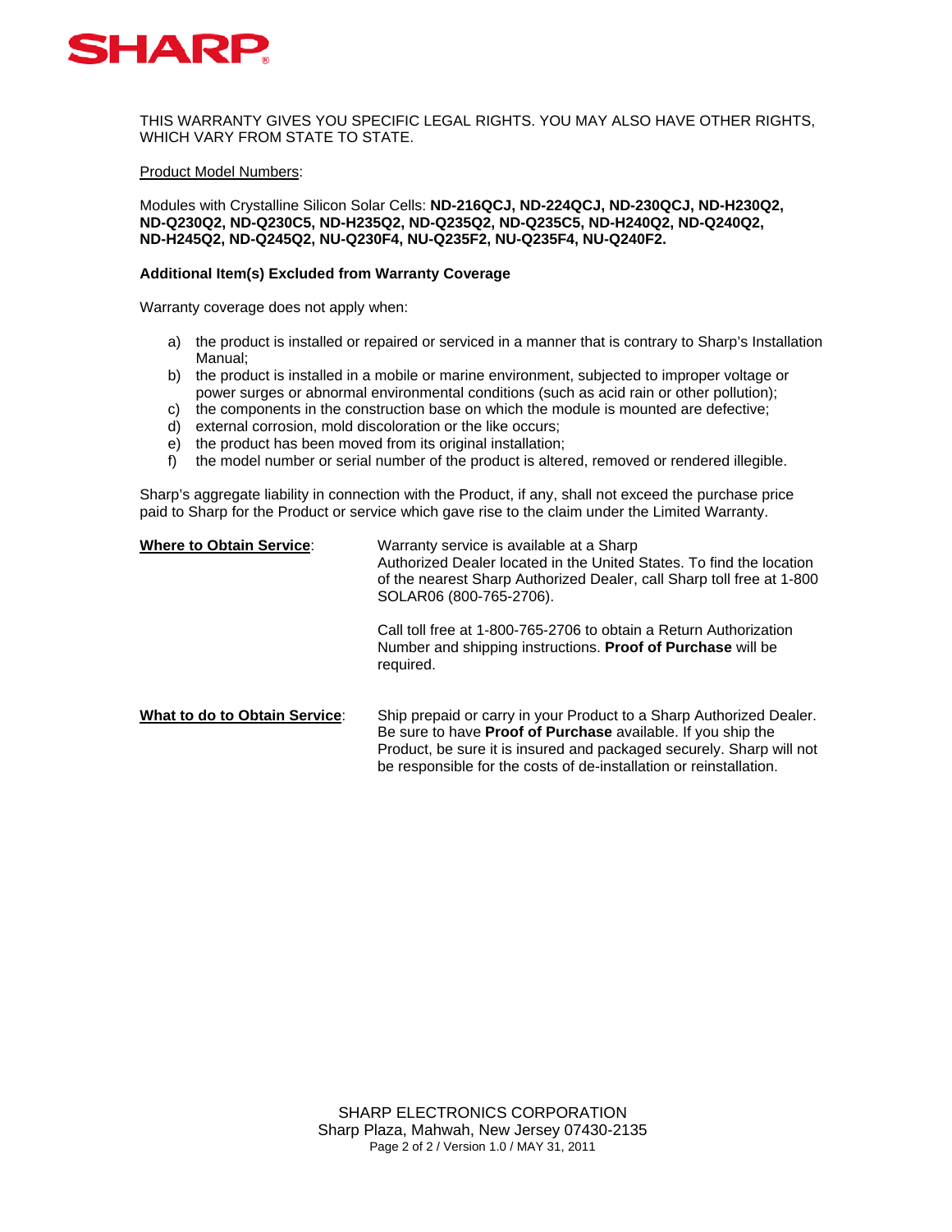SHARP

THIS WARRANTY GIVES YOU SPECIFIC LEGAL RIGHTS. YOU MAY ALSO HAVE OTHER RIGHTS, WHICH VARY FROM STATE TO STATE.

Product Model Numbers:

Modules with Crystalline Silicon Solar Cells: **ND-216QCJ, ND-224QCJ, ND-230QCJ, ND-H230Q2, ND-Q230Q2, ND-Q230C5, ND-H235Q2, ND-Q235Q2, ND-Q235C5, ND-H240Q2, ND-Q240Q2, ND-H245Q2, ND-Q245Q2, NU-Q230F4, NU-Q235F2, NU-Q235F4, NU-Q240F2.**

**Additional Item(s) Excluded from Warranty Coverage**

Warranty coverage does not apply when:

a) the product is installed or repaired or serviced in a manner that is contrary to Sharp's Installation Manual;
b) the product is installed in a mobile or marine environment, subjected to improper voltage or power surges or abnormal environmental conditions (such as acid rain or other pollution);
c) the components in the construction base on which the module is mounted are defective;
d) external corrosion, mold discoloration or the like occurs;
e) the product has been moved from its original installation;
f) the model number or serial number of the product is altered, removed or rendered illegible.

Sharp's aggregate liability in connection with the Product, if any, shall not exceed the purchase price paid to Sharp for the Product or service which gave rise to the claim under the Limited Warranty.

**Where to Obtain Service**: Warranty service is available at a Sharp Authorized Dealer located in the United States. To find the location of the nearest Sharp Authorized Dealer, call Sharp toll free at 1-800 SOLAR06 (800-765-2706).

Call toll free at 1-800-765-2706 to obtain a Return Authorization Number and shipping instructions. **Proof of Purchase** will be required.

**What to do to Obtain Service**: Ship prepaid or carry in your Product to a Sharp Authorized Dealer. Be sure to have **Proof of Purchase** available. If you ship the Product, be sure it is insured and packaged securely. Sharp will not be responsible for the costs of de-installation or reinstallation.

SHARP ELECTRONICS CORPORATION
Sharp Plaza, Mahwah, New Jersey 07430-2135
Version 1.0 / MAY 31, 2011